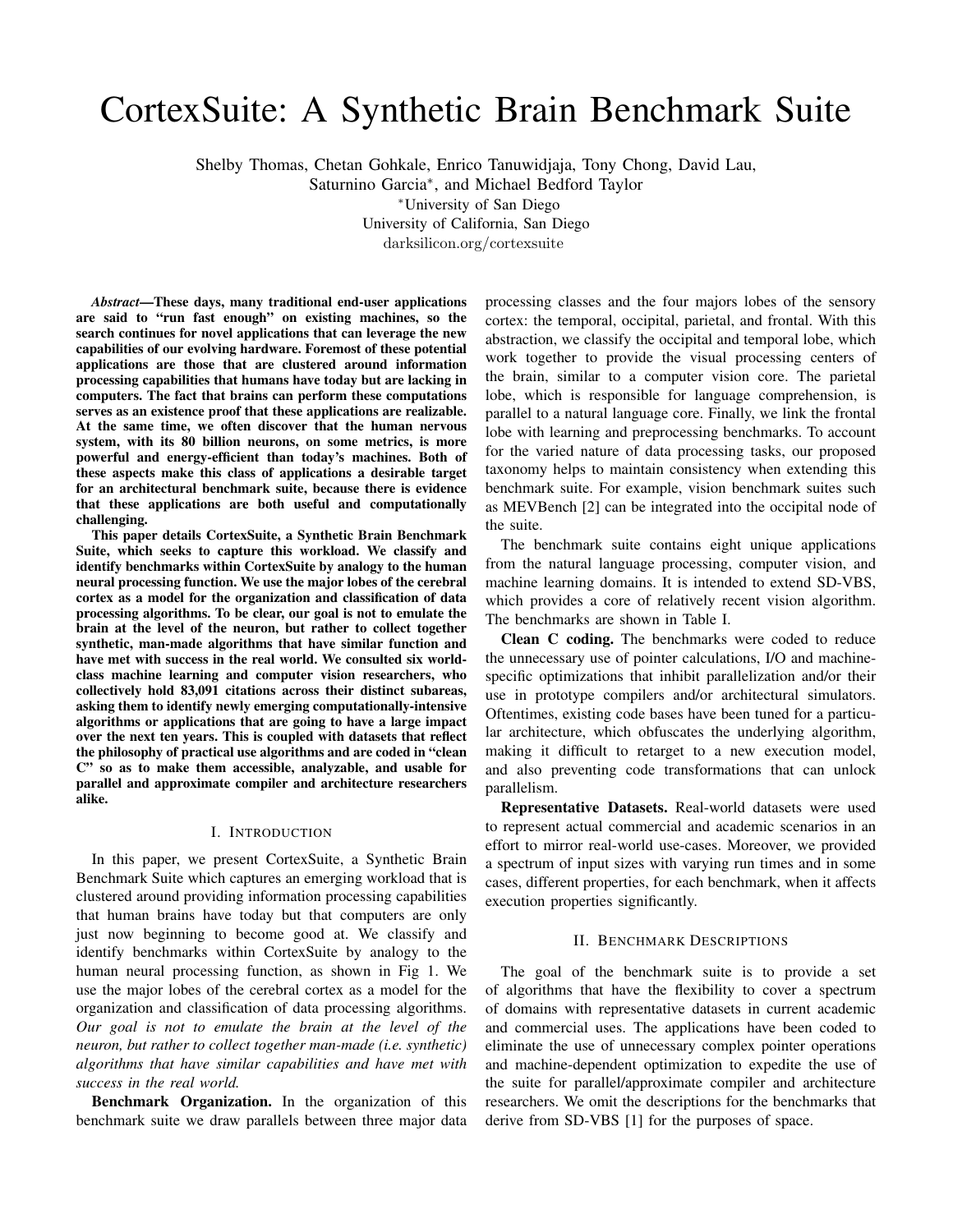// CortexSuite: A Synthetic Brain Benchmark Suite

Shelby Thomas, Chetan Gohkale, Enrico Tanuwidjaja, Tony Chong, David Lau,
Saturnino Garcia*, and Michael Bedford Taylor

*University of San Diego
University of California, San Diego
darksilicon.org/cortexsuite

***Abstract*—These days, many traditional end-user applications are said to "run fast enough" on existing machines, so the search continues for novel applications that can leverage the new capabilities of our evolving hardware. Foremost of these potential applications are those that are clustered around information processing capabilities that humans have today but are lacking in computers. The fact that brains can perform these computations serves as an existence proof that these applications are realizable. At the same time, we often discover that the human nervous system, with its 80 billion neurons, on some metrics, is more powerful and energy-efficient than today's machines. Both of these aspects make this class of applications a desirable target for an architectural benchmark suite, because there is evidence that these applications are both useful and computationally challenging.**

**This paper details CortexSuite, a Synthetic Brain Benchmark Suite, which seeks to capture this workload. We classify and identify benchmarks within CortexSuite by analogy to the human neural processing function. We use the major lobes of the cerebral cortex as a model for the organization and classification of data processing algorithms. To be clear, our goal is not to emulate the brain at the level of the neuron, but rather to collect together synthetic, man-made algorithms that have similar function and have met with success in the real world. We consulted six world-class machine learning and computer vision researchers, who collectively hold 83,091 citations across their distinct subareas, asking them to identify newly emerging computationally-intensive algorithms or applications that are going to have a large impact over the next ten years. This is coupled with datasets that reflect the philosophy of practical use algorithms and are coded in "clean C" so as to make them accessible, analyzable, and usable for parallel and approximate compiler and architecture researchers alike.**

## I. Introduction

In this paper, we present CortexSuite, a Synthetic Brain Benchmark Suite which captures an emerging workload that is clustered around providing information processing capabilities that human brains have today but that computers are only just now beginning to become good at. We classify and identify benchmarks within CortexSuite by analogy to the human neural processing function, as shown in Fig 1. We use the major lobes of the cerebral cortex as a model for the organization and classification of data processing algorithms. *Our goal is not to emulate the brain at the level of the neuron, but rather to collect together man-made (i.e. synthetic) algorithms that have similar capabilities and have met with success in the real world.*

**Benchmark Organization.** In the organization of this benchmark suite we draw parallels between three major data processing classes and the four majors lobes of the sensory cortex: the temporal, occipital, parietal, and frontal. With this abstraction, we classify the occipital and temporal lobe, which work together to provide the visual processing centers of the brain, similar to a computer vision core. The parietal lobe, which is responsible for language comprehension, is parallel to a natural language core. Finally, we link the frontal lobe with learning and preprocessing benchmarks. To account for the varied nature of data processing tasks, our proposed taxonomy helps to maintain consistency when extending this benchmark suite. For example, vision benchmark suites such as MEVBench [2] can be integrated into the occipital node of the suite.

The benchmark suite contains eight unique applications from the natural language processing, computer vision, and machine learning domains. It is intended to extend SD-VBS, which provides a core of relatively recent vision algorithm. The benchmarks are shown in Table I.

**Clean C coding.** The benchmarks were coded to reduce the unnecessary use of pointer calculations, I/O and machine-specific optimizations that inhibit parallelization and/or their use in prototype compilers and/or architectural simulators. Oftentimes, existing code bases have been tuned for a particular architecture, which obfuscates the underlying algorithm, making it difficult to retarget to a new execution model, and also preventing code transformations that can unlock parallelism.

**Representative Datasets.** Real-world datasets were used to represent actual commercial and academic scenarios in an effort to mirror real-world use-cases. Moreover, we provided a spectrum of input sizes with varying run times and in some cases, different properties, for each benchmark, when it affects execution properties significantly.

## II. Benchmark Descriptions

The goal of the benchmark suite is to provide a set of algorithms that have the flexibility to cover a spectrum of domains with representative datasets in current academic and commercial uses. The applications have been coded to eliminate the use of unnecessary complex pointer operations and machine-dependent optimization to expedite the use of the suite for parallel/approximate compiler and architecture researchers. We omit the descriptions for the benchmarks that derive from SD-VBS [1] for the purposes of space.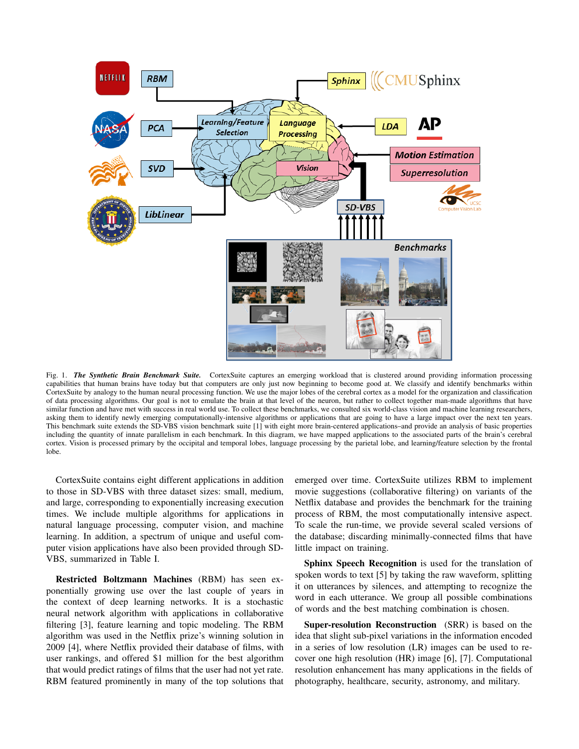Fig. 1. ***The Synthetic Brain Benchmark Suite.*** CortexSuite captures an emerging workload that is clustered around providing information processing capabilities that human brains have today but that computers are only just now beginning to become good at. We classify and identify benchmarks within CortexSuite by analogy to the human neural processing function. We use the major lobes of the cerebral cortex as a model for the organization and classification of data processing algorithms. Our goal is not to emulate the brain at that level of the neuron, but rather to collect together man-made algorithms that have similar function and have met with success in real world use. To collect these benchmarks, we consulted six world-class vision and machine learning researchers, asking them to identify newly emerging computationally-intensive algorithms or applications that are going to have a large impact over the next ten years. This benchmark suite extends the SD-VBS vision benchmark suite [1] with eight more brain-centered applications–and provide an analysis of basic properties including the quantity of innate parallelism in each benchmark. In this diagram, we have mapped applications to the associated parts of the brain's cerebral cortex. Vision is processed primary by the occipital and temporal lobes, language processing by the parietal lobe, and learning/feature selection by the frontal lobe.

CortexSuite contains eight different applications in addition to those in SD-VBS with three dataset sizes: small, medium, and large, corresponding to exponentially increasing execution times. We include multiple algorithms for applications in natural language processing, computer vision, and machine learning. In addition, a spectrum of unique and useful computer vision applications have also been provided through SD-VBS, summarized in Table I.

**Restricted Boltzmann Machines** (RBM) has seen exponentially growing use over the last couple of years in the context of deep learning networks. It is a stochastic neural network algorithm with applications in collaborative filtering [3], feature learning and topic modeling. The RBM algorithm was used in the Netflix prize's winning solution in 2009 [4], where Netflix provided their database of films, with user rankings, and offered $1 million for the best algorithm that would predict ratings of films that the user had not yet rate. RBM featured prominently in many of the top solutions that emerged over time. CortexSuite utilizes RBM to implement movie suggestions (collaborative filtering) on variants of the Netflix database and provides the benchmark for the training process of RBM, the most computationally intensive aspect. To scale the run-time, we provide several scaled versions of the database; discarding minimally-connected films that have little impact on training.

**Sphinx Speech Recognition** is used for the translation of spoken words to text [5] by taking the raw waveform, splitting it on utterances by silences, and attempting to recognize the word in each utterance. We group all possible combinations of words and the best matching combination is chosen.

**Super-resolution Reconstruction** (SRR) is based on the idea that slight sub-pixel variations in the information encoded in a series of low resolution (LR) images can be used to recover one high resolution (HR) image [6], [7]. Computational resolution enhancement has many applications in the fields of photography, healthcare, security, astronomy, and military.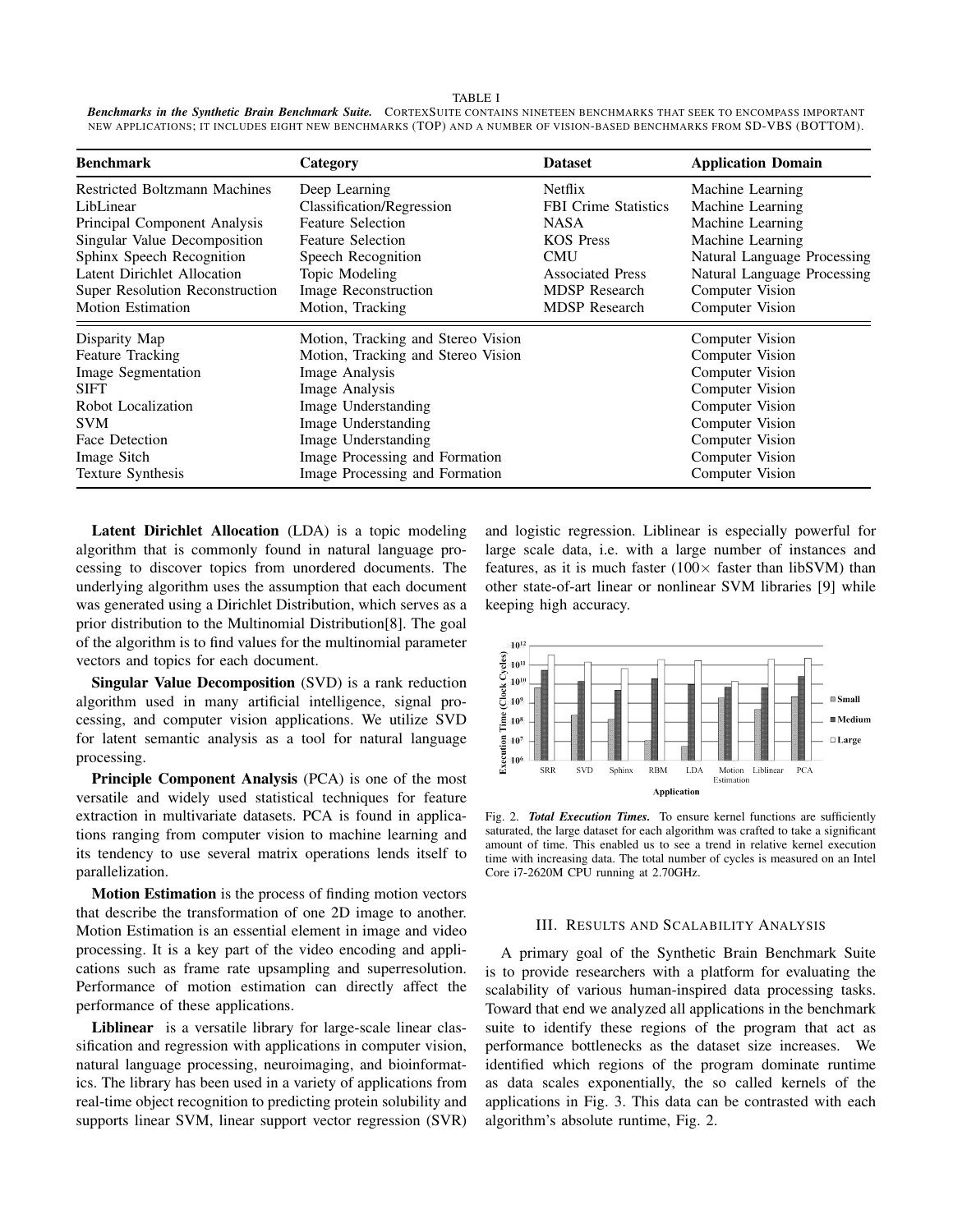TABLE I

***Benchmarks in the Synthetic Brain Benchmark Suite.*** CORTEXSUITE CONTAINS NINETEEN BENCHMARKS THAT SEEK TO ENCOMPASS IMPORTANT NEW APPLICATIONS; IT INCLUDES EIGHT NEW BENCHMARKS (TOP) AND A NUMBER OF VISION-BASED BENCHMARKS FROM SD-VBS (BOTTOM).

| **Benchmark** | **Category** | **Dataset** | **Application Domain** |
|---|---|---|---|
| Restricted Boltzmann Machines | Deep Learning | Netflix | Machine Learning |
| LibLinear | Classification/Regression | FBI Crime Statistics | Machine Learning |
| Principal Component Analysis | Feature Selection | NASA | Machine Learning |
| Singular Value Decomposition | Feature Selection | KOS Press | Machine Learning |
| Sphinx Speech Recognition | Speech Recognition | CMU | Natural Language Processing |
| Latent Dirichlet Allocation | Topic Modeling | Associated Press | Natural Language Processing |
| Super Resolution Reconstruction | Image Reconstruction | MDSP Research | Computer Vision |
| Motion Estimation | Motion, Tracking | MDSP Research | Computer Vision |
| Disparity Map | Motion, Tracking and Stereo Vision | | Computer Vision |
| Feature Tracking | Motion, Tracking and Stereo Vision | | Computer Vision |
| Image Segmentation | Image Analysis | | Computer Vision |
| SIFT | Image Analysis | | Computer Vision |
| Robot Localization | Image Understanding | | Computer Vision |
| SVM | Image Understanding | | Computer Vision |
| Face Detection | Image Understanding | | Computer Vision |
| Image Sitch | Image Processing and Formation | | Computer Vision |
| Texture Synthesis | Image Processing and Formation | | Computer Vision |

**Latent Dirichlet Allocation** (LDA) is a topic modeling algorithm that is commonly found in natural language processing to discover topics from unordered documents. The underlying algorithm uses the assumption that each document was generated using a Dirichlet Distribution, which serves as a prior distribution to the Multinomial Distribution[8]. The goal of the algorithm is to find values for the multinomial parameter vectors and topics for each document.

**Singular Value Decomposition** (SVD) is a rank reduction algorithm used in many artificial intelligence, signal processing, and computer vision applications. We utilize SVD for latent semantic analysis as a tool for natural language processing.

**Principle Component Analysis** (PCA) is one of the most versatile and widely used statistical techniques for feature extraction in multivariate datasets. PCA is found in applications ranging from computer vision to machine learning and its tendency to use several matrix operations lends itself to parallelization.

**Motion Estimation** is the process of finding motion vectors that describe the transformation of one 2D image to another. Motion Estimation is an essential element in image and video processing. It is a key part of the video encoding and applications such as frame rate upsampling and superresolution. Performance of motion estimation can directly affect the performance of these applications.

**Liblinear** is a versatile library for large-scale linear classification and regression with applications in computer vision, natural language processing, neuroimaging, and bioinformatics. The library has been used in a variety of applications from real-time object recognition to predicting protein solubility and supports linear SVM, linear support vector regression (SVR) and logistic regression. Liblinear is especially powerful for large scale data, i.e. with a large number of instances and features, as it is much faster ($100\times$ faster than libSVM) than other state-of-art linear or nonlinear SVM libraries [9] while keeping high accuracy.

Fig. 2. ***Total Execution Times.*** To ensure kernel functions are sufficiently saturated, the large dataset for each algorithm was crafted to take a significant amount of time. This enabled us to see a trend in relative kernel execution time with increasing data. The total number of cycles is measured on an Intel Core i7-2620M CPU running at 2.70GHz.

## III. Results and Scalability Analysis

A primary goal of the Synthetic Brain Benchmark Suite is to provide researchers with a platform for evaluating the scalability of various human-inspired data processing tasks. Toward that end we analyzed all applications in the benchmark suite to identify these regions of the program that act as performance bottlenecks as the dataset size increases. We identified which regions of the program dominate runtime as data scales exponentially, the so called kernels of the applications in Fig. 3. This data can be contrasted with each algorithm's absolute runtime, Fig. 2.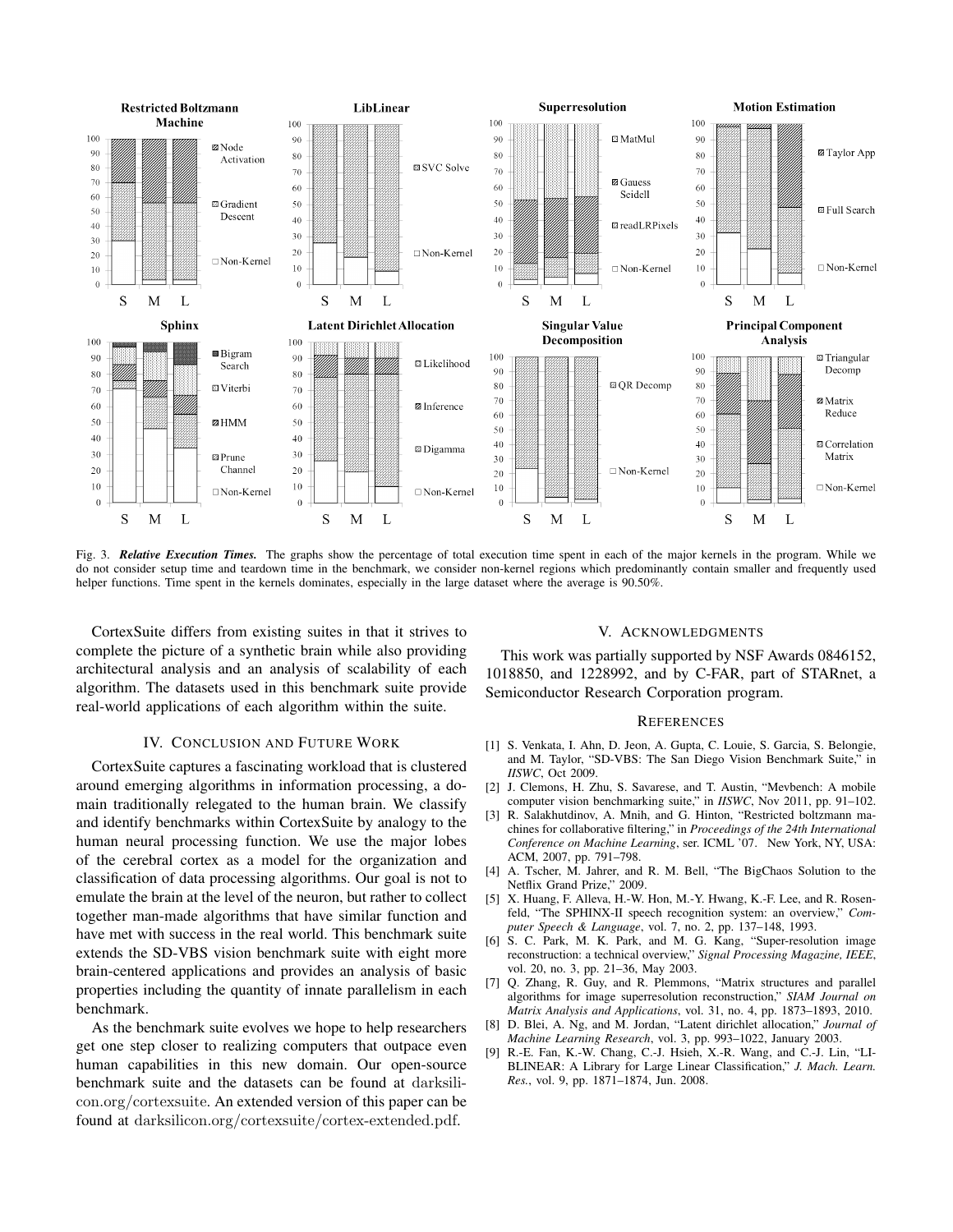Restricted Boltzmann Machine

100
90
80
70
60
50
40
30
20
10
0

S M L

Node Activation
Gradient Descent
Non-Kernel

LibLinear

100
90
80
70
60
50
40
30
20
10
0

S M L

SVC Solve
Non-Kernel

Superresolution

100
90
80
70
60
50
40
30
20
10
0

S M L

MatMul
Gauess Seidell
readLRPixels
Non-Kernel

Motion Estimation

100
90
80
70
60
50
40
30
20
10
0

S M L

Taylor App
Full Search
Non-Kernel

Sphinx

100
90
80
70
60
50
40
30
20
10
0

S M L

Bigram Search
Viterbi
HMM
Prune Channel
Non-Kernel

Latent Dirichlet Allocation

100
90
80
70
60
50
40
30
20
10
0

S M L

Likelihood
Inference
Digamma
Non-Kernel

Singular Value Decomposition

100
90
80
70
60
50
40
30
20
10
0

S M L

QR Decomp
Non-Kernel

Principal Component Analysis

100
90
80
70
60
50
40
30
20
10
0

S M L

Triangular Decomp
Matrix Reduce
Correlation Matrix
Non-Kernel

Fig. 3. ***Relative Execution Times.*** The graphs show the percentage of total execution time spent in each of the major kernels in the program. While we do not consider setup time and teardown time in the benchmark, we consider non-kernel regions which predominantly contain smaller and frequently used helper functions. Time spent in the kernels dominates, especially in the large dataset where the average is 90.50%.

CortexSuite differs from existing suites in that it strives to complete the picture of a synthetic brain while also providing architectural analysis and an analysis of scalability of each algorithm. The datasets used in this benchmark suite provide real-world applications of each algorithm within the suite.

## IV. Conclusion and Future Work

CortexSuite captures a fascinating workload that is clustered around emerging algorithms in information processing, a domain traditionally relegated to the human brain. We classify and identify benchmarks within CortexSuite by analogy to the human neural processing function. We use the major lobes of the cerebral cortex as a model for the organization and classification of data processing algorithms. Our goal is not to emulate the brain at the level of the neuron, but rather to collect together man-made algorithms that have similar function and have met with success in the real world. This benchmark suite extends the SD-VBS vision benchmark suite with eight more brain-centered applications and provides an analysis of basic properties including the quantity of innate parallelism in each benchmark.

As the benchmark suite evolves we hope to help researchers get one step closer to realizing computers that outpace even human capabilities in this new domain. Our open-source benchmark suite and the datasets can be found at darksilicon.org/cortexsuite. An extended version of this paper can be found at darksilicon.org/cortexsuite/cortex-extended.pdf.

## V. Acknowledgments

This work was partially supported by NSF Awards 0846152, 1018850, and 1228992, and by C-FAR, part of STARnet, a Semiconductor Research Corporation program.

## References

[1] S. Venkata, I. Ahn, D. Jeon, A. Gupta, C. Louie, S. Garcia, S. Belongie, and M. Taylor, "SD-VBS: The San Diego Vision Benchmark Suite," in *IISWC*, Oct 2009.

[2] J. Clemons, H. Zhu, S. Savarese, and T. Austin, "Mevbench: A mobile computer vision benchmarking suite," in *IISWC*, Nov 2011, pp. 91–102.

[3] R. Salakhutdinov, A. Mnih, and G. Hinton, "Restricted boltzmann machines for collaborative filtering," in *Proceedings of the 24th International Conference on Machine Learning*, ser. ICML '07. New York, NY, USA: ACM, 2007, pp. 791–798.

[4] A. Tscher, M. Jahrer, and R. M. Bell, "The BigChaos Solution to the Netflix Grand Prize," 2009.

[5] X. Huang, F. Alleva, H.-W. Hon, M.-Y. Hwang, K.-F. Lee, and R. Rosenfeld, "The SPHINX-II speech recognition system: an overview," *Computer Speech & Language*, vol. 7, no. 2, pp. 137–148, 1993.

[6] S. C. Park, M. K. Park, and M. G. Kang, "Super-resolution image reconstruction: a technical overview," *Signal Processing Magazine, IEEE*, vol. 20, no. 3, pp. 21–36, May 2003.

[7] Q. Zhang, R. Guy, and R. Plemmons, "Matrix structures and parallel algorithms for image superresolution reconstruction," *SIAM Journal on Matrix Analysis and Applications*, vol. 31, no. 4, pp. 1873–1893, 2010.

[8] D. Blei, A. Ng, and M. Jordan, "Latent dirichlet allocation," *Journal of Machine Learning Research*, vol. 3, pp. 993–1022, January 2003.

[9] R.-E. Fan, K.-W. Chang, C.-J. Hsieh, X.-R. Wang, and C.-J. Lin, "LIBLINEAR: A Library for Large Linear Classification," *J. Mach. Learn. Res.*, vol. 9, pp. 1871–1874, Jun. 2008.